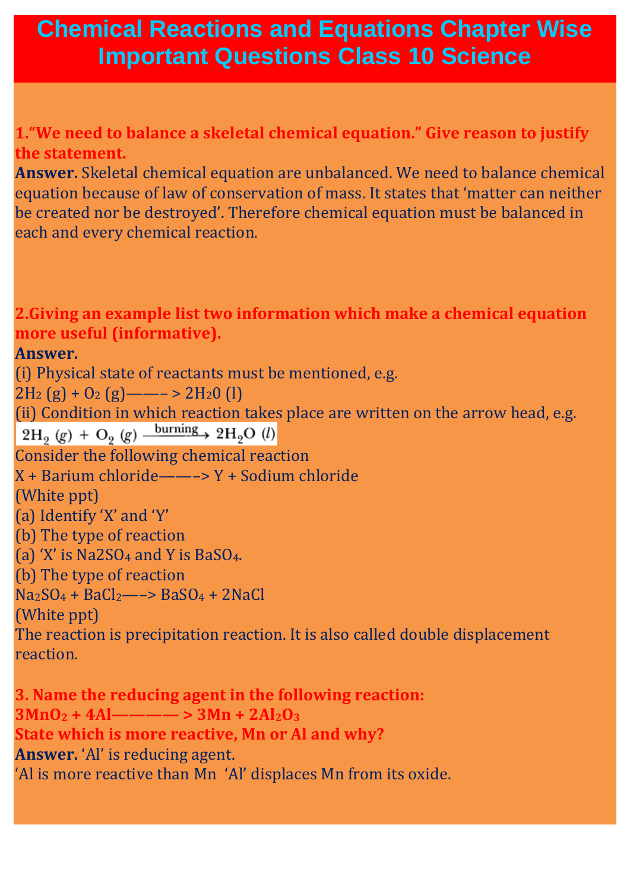# Chemical Reactions and Equations Chapter Wise Important Questions Class 10 Science

**1.“We need to balance a skeletal chemical equation.” Give reason to justify the statement.**

**Answer.** Skeletal chemical equation are unbalanced. We need to balance chemical equation because of law of conservation of mass. It states that ‘matter can neither be created nor be destroyed’. Therefore chemical equation must be balanced in each and every chemical reaction.

**2.Giving an example list two information which make a chemical equation more useful (informative).**

**Answer.**

(i) Physical state of reactants must be mentioned, e.g.

$2H_2\ (g) + O_2\ (g) \longrightarrow 2H_20\ (l)$

(ii) Condition in which reaction takes place are written on the arrow head, e.g.

$$2H_2\ (g) + O_2\ (g) \xrightarrow{\text{burning}} 2H_2O\ (l)$$

Consider the following chemical reaction

X + Barium chloride ——–> Y + Sodium chloride

(White ppt)

(a) Identify ‘X’ and ‘Y’

(b) The type of reaction

(a) ‘X’ is $Na2SO_4$ and Y is $BaSO_4$.

(b) The type of reaction

$Na_2SO_4 + BaCl_2 \longrightarrow BaSO_4 + 2NaCl$

(White ppt)

The reaction is precipitation reaction. It is also called double displacement reaction.

**3. Name the reducing agent in the following reaction:**

**$3MnO_2 + 4Al \longrightarrow 3Mn + 2Al_2O_3$**

**State which is more reactive, Mn or Al and why?**

**Answer.** ‘Al’ is reducing agent.

‘Al is more reactive than Mn ‘Al’ displaces Mn from its oxide.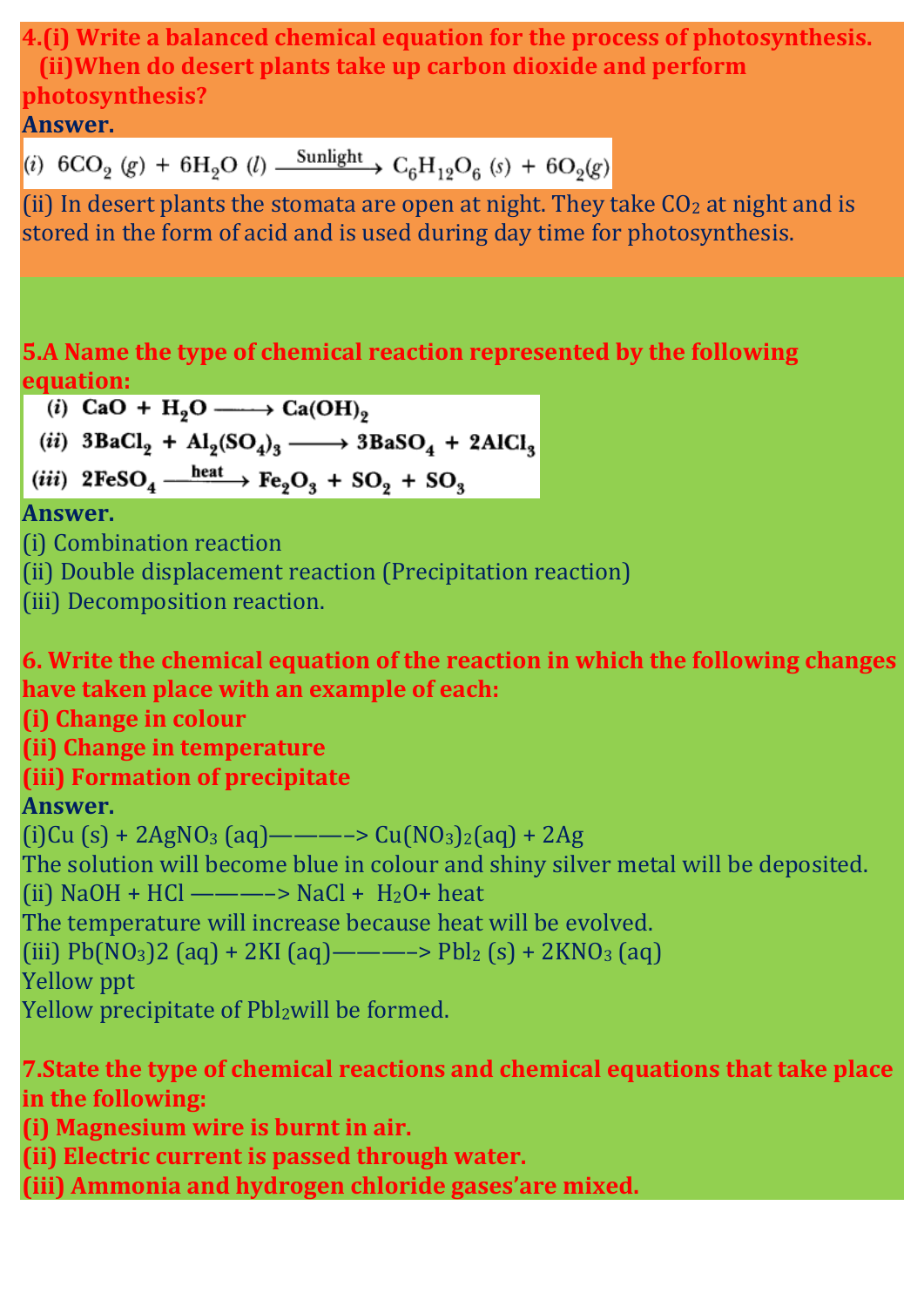**4.(i) Write a balanced chemical equation for the process of photosynthesis.**
**(ii)When do desert plants take up carbon dioxide and perform photosynthesis?**

**Answer.**

$$(i)\ 6CO_2\,(g) + 6H_2O\,(l) \xrightarrow{\text{Sunlight}} C_6H_{12}O_6\,(s) + 6O_2(g)$$

(ii) In desert plants the stomata are open at night. They take $CO_2$ at night and is stored in the form of acid and is used during day time for photosynthesis.

**5.A Name the type of chemical reaction represented by the following equation:**

$$(i)\ CaO + H_2O \longrightarrow Ca(OH)_2$$

$$(ii)\ 3BaCl_2 + Al_2(SO_4)_3 \longrightarrow 3BaSO_4 + 2AlCl_3$$

$$(iii)\ 2FeSO_4 \xrightarrow{\text{heat}} Fe_2O_3 + SO_2 + SO_3$$

**Answer.**

(i) Combination reaction
(ii) Double displacement reaction (Precipitation reaction)
(iii) Decomposition reaction.

**6. Write the chemical equation of the reaction in which the following changes have taken place with an example of each:**
**(i) Change in colour**
**(ii) Change in temperature**
**(iii) Formation of precipitate**

**Answer.**

(i)$Cu\,(s) + 2AgNO_3\,(aq) \longrightarrow Cu(NO_3)_2(aq) + 2Ag$
The solution will become blue in colour and shiny silver metal will be deposited.
(ii) $NaOH + HCl \longrightarrow NaCl + H_2O +$ heat
The temperature will increase because heat will be evolved.
(iii) $Pb(NO_3)2\,(aq) + 2KI\,(aq) \longrightarrow PbI_2\,(s) + 2KNO_3\,(aq)$
Yellow ppt
Yellow precipitate of $PbI_2$will be formed.

**7.State the type of chemical reactions and chemical equations that take place in the following:**
**(i) Magnesium wire is burnt in air.**
**(ii) Electric current is passed through water.**
**(iii) Ammonia and hydrogen chloride gases'are mixed.**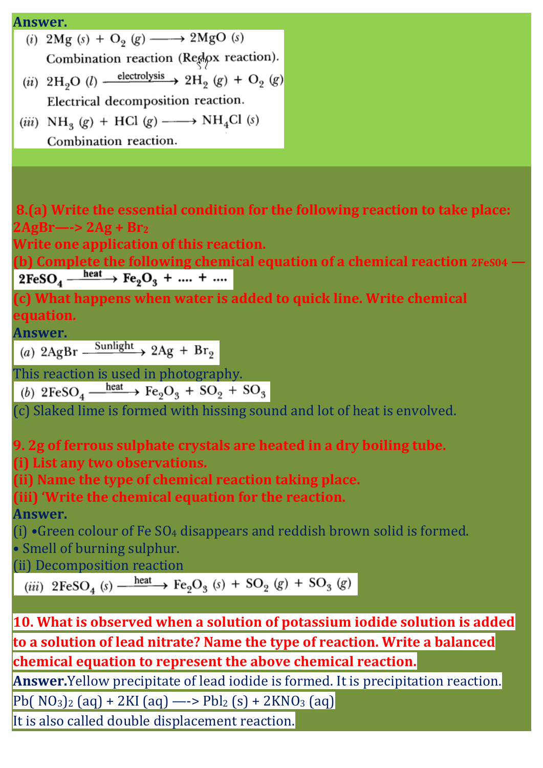**Answer.**

(i) $2Mg\,(s) + O_2\,(g) \longrightarrow 2MgO\,(s)$

Combination reaction (Redox reaction).

(ii) $2H_2O\,(l) \xrightarrow{\text{electrolysis}} 2H_2\,(g) + O_2\,(g)$

Electrical decomposition reaction.

(iii) $NH_3\,(g) + HCl\,(g) \longrightarrow NH_4Cl\,(s)$

Combination reaction.

**8.(a) Write the essential condition for the following reaction to take place: $2AgBr \longrightarrow 2Ag + Br_2$**

**Write one application of this reaction.**

**(b) Complete the following chemical equation of a chemical reaction 2FeS04 —**

$2FeSO_4 \xrightarrow{\text{heat}} Fe_2O_3 + \ldots. + \ldots.$

**(c) What happens when water is added to quick line. Write chemical equation.**

**Answer.**

(a) $2AgBr \xrightarrow{\text{Sunlight}} 2Ag + Br_2$

This reaction is used in photography.

(b) $2FeSO_4 \xrightarrow{\text{heat}} Fe_2O_3 + SO_2 + SO_3$

(c) Slaked lime is formed with hissing sound and lot of heat is envolved.

**9. 2g of ferrous sulphate crystals are heated in a dry boiling tube.**

**(i) List any two observations.**

**(ii) Name the type of chemical reaction taking place.**

**(iii) 'Write the chemical equation for the reaction.**

**Answer.**

(i) •Green colour of Fe $SO_4$ disappears and reddish brown solid is formed.

• Smell of burning sulphur.

(ii) Decomposition reaction

(iii) $2FeSO_4\,(s) \xrightarrow{\text{heat}} Fe_2O_3\,(s) + SO_2\,(g) + SO_3\,(g)$

**10. What is observed when a solution of potassium iodide solution is added to a solution of lead nitrate? Name the type of reaction. Write a balanced chemical equation to represent the above chemical reaction.**

**Answer.** Yellow precipitate of lead iodide is formed. It is precipitation reaction.

$Pb(NO_3)_2\,(aq) + 2KI\,(aq) \longrightarrow PbI_2\,(s) + 2KNO_3\,(aq)$

It is also called double displacement reaction.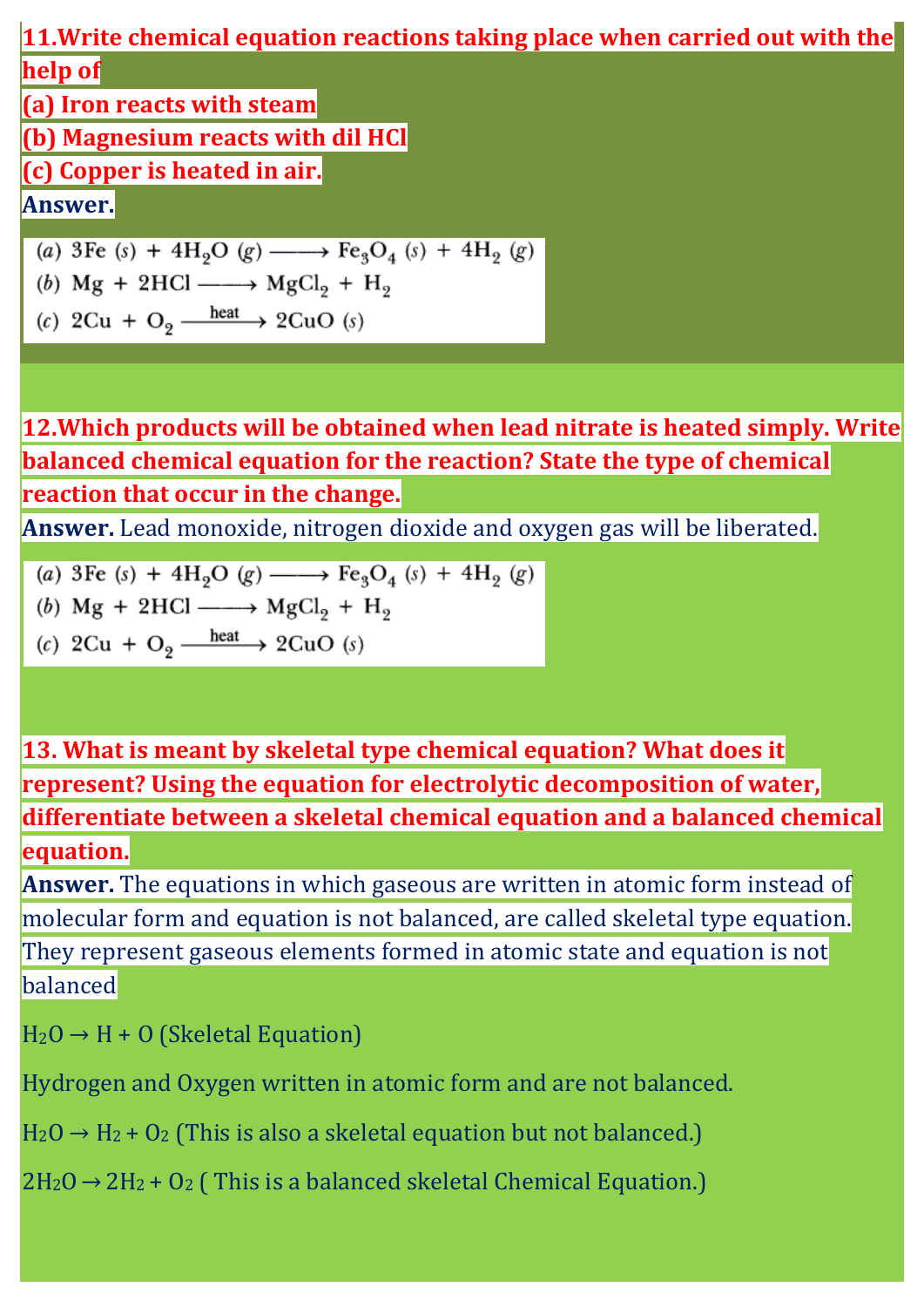**11. Write chemical equation reactions taking place when carried out with the help of**

**(a) Iron reacts with steam**

**(b) Magnesium reacts with dil HCl**

**(c) Copper is heated in air.**

**Answer.**

(a) $3Fe\ (s) + 4H_2O\ (g) \longrightarrow Fe_3O_4\ (s) + 4H_2\ (g)$

(b) $Mg + 2HCl \longrightarrow MgCl_2 + H_2$

(c) $2Cu + O_2 \xrightarrow{\text{heat}} 2CuO\ (s)$

**12. Which products will be obtained when lead nitrate is heated simply. Write balanced chemical equation for the reaction? State the type of chemical reaction that occur in the change.**

**Answer.** Lead monoxide, nitrogen dioxide and oxygen gas will be liberated.

(a) $3Fe\ (s) + 4H_2O\ (g) \longrightarrow Fe_3O_4\ (s) + 4H_2\ (g)$

(b) $Mg + 2HCl \longrightarrow MgCl_2 + H_2$

(c) $2Cu + O_2 \xrightarrow{\text{heat}} 2CuO\ (s)$

**13. What is meant by skeletal type chemical equation? What does it represent? Using the equation for electrolytic decomposition of water, differentiate between a skeletal chemical equation and a balanced chemical equation.**

**Answer.** The equations in which gaseous are written in atomic form instead of molecular form and equation is not balanced, are called skeletal type equation. They represent gaseous elements formed in atomic state and equation is not balanced

$H_2O \rightarrow H + O$ (Skeletal Equation)

Hydrogen and Oxygen written in atomic form and are not balanced.

$H_2O \rightarrow H_2 + O_2$ (This is also a skeletal equation but not balanced.)

$2H_2O \rightarrow 2H_2 + O_2$ ( This is a balanced skeletal Chemical Equation.)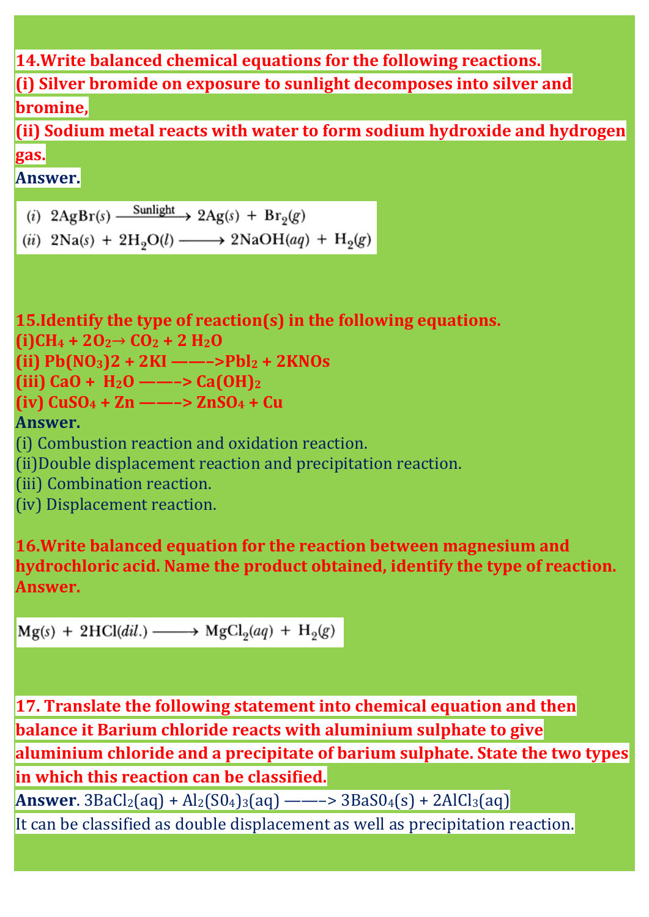**14. Write balanced chemical equations for the following reactions.**
**(i) Silver bromide on exposure to sunlight decomposes into silver and bromine,**
**(ii) Sodium metal reacts with water to form sodium hydroxide and hydrogen gas.**

**Answer.**

$$(i)\ \ 2AgBr(s) \xrightarrow{\text{Sunlight}} 2Ag(s) + Br_2(g)$$
$$(ii)\ \ 2Na(s) + 2H_2O(l) \longrightarrow 2NaOH(aq) + H_2(g)$$

**15. Identify the type of reaction(s) in the following equations.**
**(i) $CH_4 + 2O_2 \rightarrow CO_2 + 2H_2O$**
**(ii) $Pb(NO_3)2 + 2KI$ ——–> $Pbl_2 + 2KNOs$**
**(iii) $CaO + H_2O$ ——–> $Ca(OH)_2$**
**(iv) $CuSO_4 + Zn$ ——–> $ZnSO_4 + Cu$**

**Answer.**
(i) Combustion reaction and oxidation reaction.
(ii) Double displacement reaction and precipitation reaction.
(iii) Combination reaction.
(iv) Displacement reaction.

**16. Write balanced equation for the reaction between magnesium and hydrochloric acid. Name the product obtained, identify the type of reaction.**
**Answer.**

$$Mg(s) + 2HCl(dil.) \longrightarrow MgCl_2(aq) + H_2(g)$$

**17. Translate the following statement into chemical equation and then balance it Barium chloride reacts with aluminium sulphate to give aluminium chloride and a precipitate of barium sulphate. State the two types in which this reaction can be classified.**

**Answer**. $3BaCl_2(aq) + Al_2(SO_4)_3(aq)$ ——–> $3BaSO_4(s) + 2AlCl_3(aq)$
It can be classified as double displacement as well as precipitation reaction.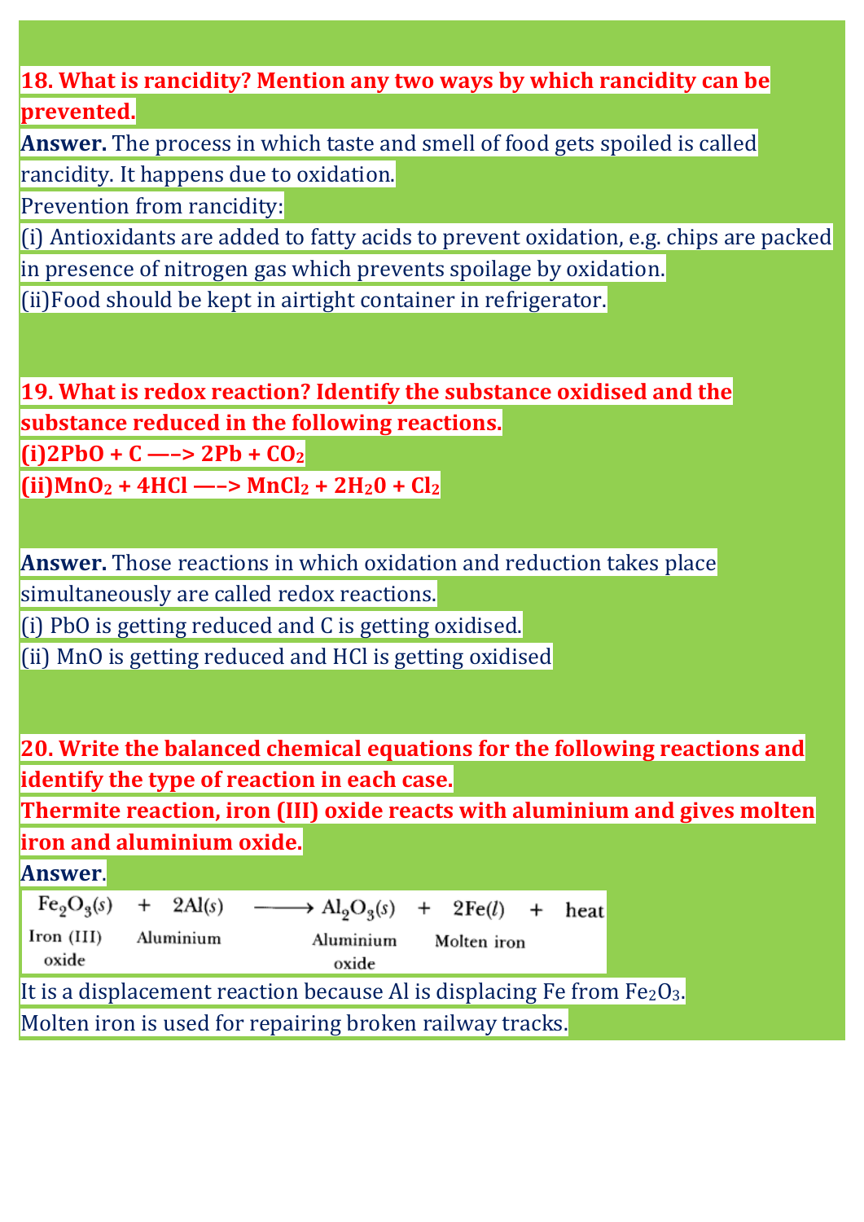**18. What is rancidity? Mention any two ways by which rancidity can be prevented.**

**Answer.** The process in which taste and smell of food gets spoiled is called rancidity. It happens due to oxidation.

Prevention from rancidity:

(i) Antioxidants are added to fatty acids to prevent oxidation, e.g. chips are packed in presence of nitrogen gas which prevents spoilage by oxidation.

(ii)Food should be kept in airtight container in refrigerator.

**19. What is redox reaction? Identify the substance oxidised and the substance reduced in the following reactions.**

**(i)$2PbO + C \longrightarrow 2Pb + CO_2$**

**(ii)$MnO_2 + 4HCl \longrightarrow MnCl_2 + 2H_20 + Cl_2$**

**Answer.** Those reactions in which oxidation and reduction takes place simultaneously are called redox reactions.

(i) PbO is getting reduced and C is getting oxidised.

(ii) MnO is getting reduced and HCl is getting oxidised

**20. Write the balanced chemical equations for the following reactions and identify the type of reaction in each case.**

**Thermite reaction, iron (III) oxide reacts with aluminium and gives molten iron and aluminium oxide.**

**Answer**.

$$\underset{\text{Iron (III) oxide}}{Fe_2O_3(s)} + \underset{\text{Aluminium}}{2Al(s)} \longrightarrow \underset{\text{Aluminium oxide}}{Al_2O_3(s)} + \underset{\text{Molten iron}}{2Fe(l)} + \text{heat}$$

It is a displacement reaction because Al is displacing Fe from $Fe_2O_3$.

Molten iron is used for repairing broken railway tracks.